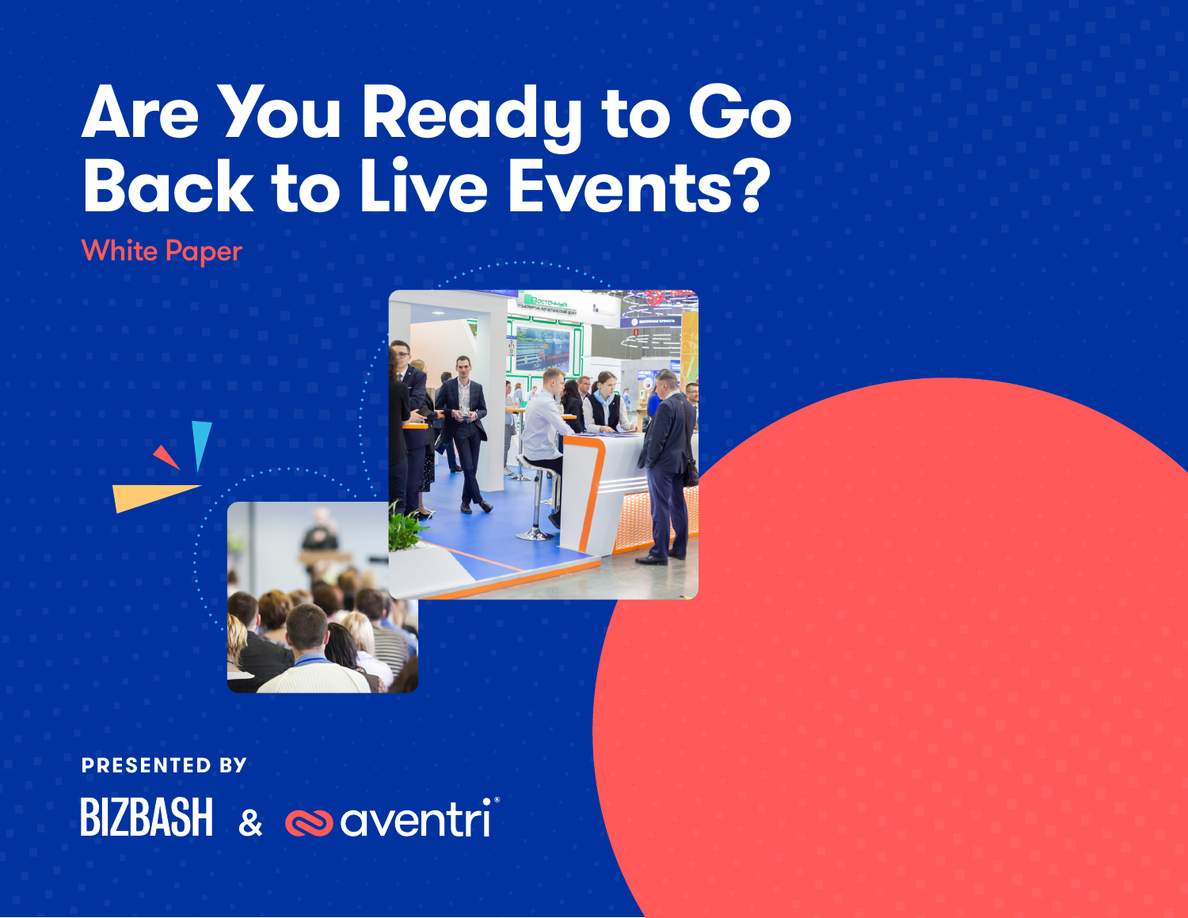# Are You Ready to Go Back to Live Events?

White Paper

**PRESENTED BY**

BIZBASH & aventri®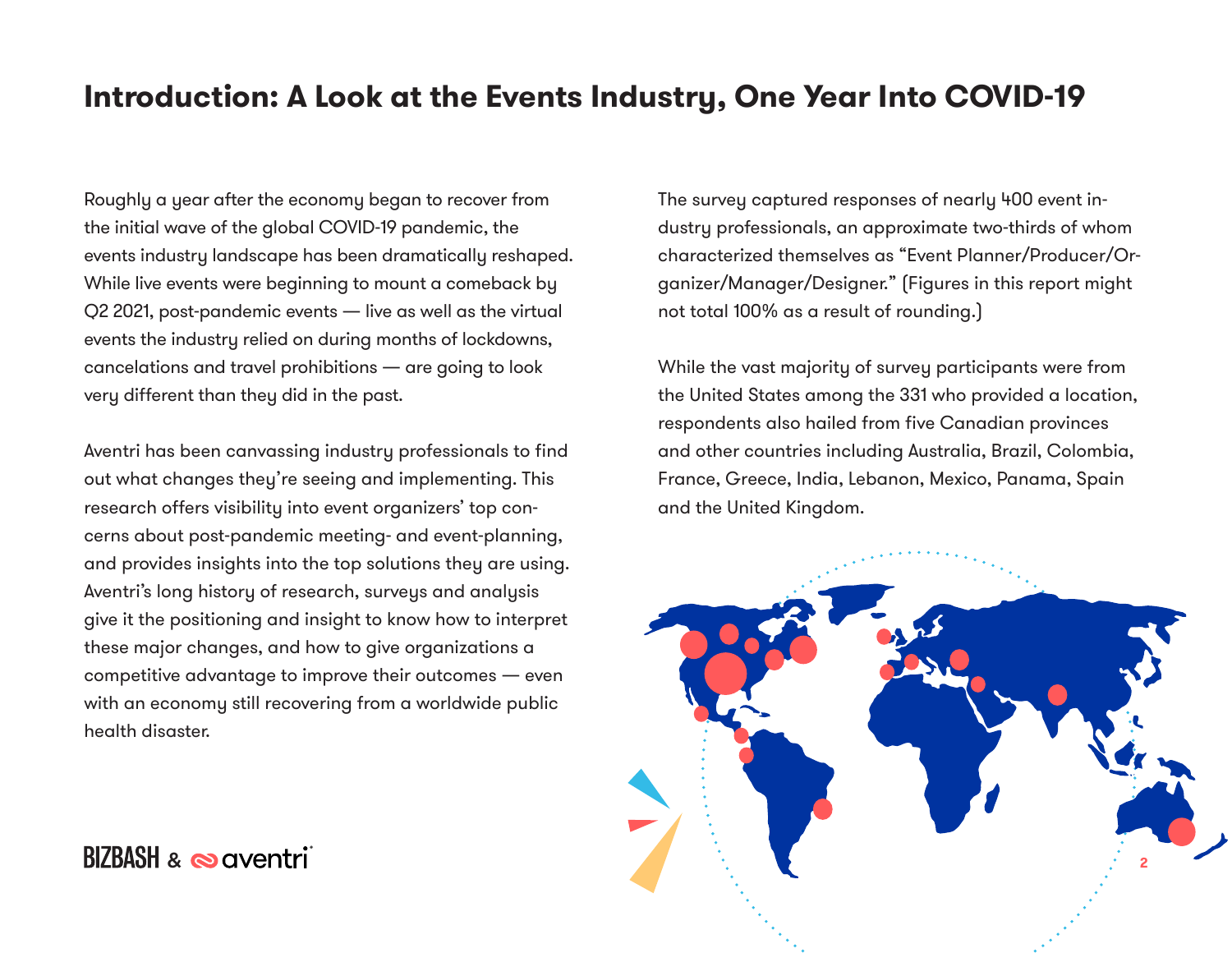# Introduction: A Look at the Events Industry, One Year Into COVID-19

Roughly a year after the economy began to recover from the initial wave of the global COVID-19 pandemic, the events industry landscape has been dramatically reshaped. While live events were beginning to mount a comeback by Q2 2021, post-pandemic events — live as well as the virtual events the industry relied on during months of lockdowns, cancelations and travel prohibitions — are going to look very different than they did in the past.

Aventri has been canvassing industry professionals to find out what changes they're seeing and implementing. This research offers visibility into event organizers' top concerns about post-pandemic meeting- and event-planning, and provides insights into the top solutions they are using. Aventri's long history of research, surveys and analysis give it the positioning and insight to know how to interpret these major changes, and how to give organizations a competitive advantage to improve their outcomes — even with an economy still recovering from a worldwide public health disaster.

The survey captured responses of nearly 400 event industry professionals, an approximate two-thirds of whom characterized themselves as "Event Planner/Producer/Organizer/Manager/Designer." (Figures in this report might not total 100% as a result of rounding.)

While the vast majority of survey participants were from the United States among the 331 who provided a location, respondents also hailed from five Canadian provinces and other countries including Australia, Brazil, Colombia, France, Greece, India, Lebanon, Mexico, Panama, Spain and the United Kingdom.

BIZBASH & aventri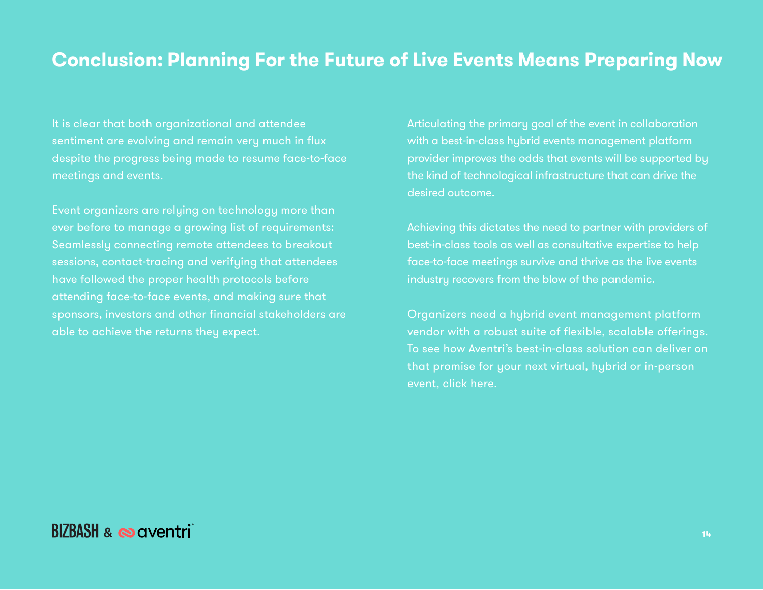# Conclusion: Planning For the Future of Live Events Means Preparing Now

It is clear that both organizational and attendee sentiment are evolving and remain very much in flux despite the progress being made to resume face-to-face meetings and events.

Event organizers are relying on technology more than ever before to manage a growing list of requirements: Seamlessly connecting remote attendees to breakout sessions, contact-tracing and verifying that attendees have followed the proper health protocols before attending face-to-face events, and making sure that sponsors, investors and other financial stakeholders are able to achieve the returns they expect.

Articulating the primary goal of the event in collaboration with a best-in-class hybrid events management platform provider improves the odds that events will be supported by the kind of technological infrastructure that can drive the desired outcome.

Achieving this dictates the need to partner with providers of best-in-class tools as well as consultative expertise to help face-to-face meetings survive and thrive as the live events industry recovers from the blow of the pandemic.

Organizers need a hybrid event management platform vendor with a robust suite of flexible, scalable offerings. To see how Aventri's best-in-class solution can deliver on that promise for your next virtual, hybrid or in-person event, click here.